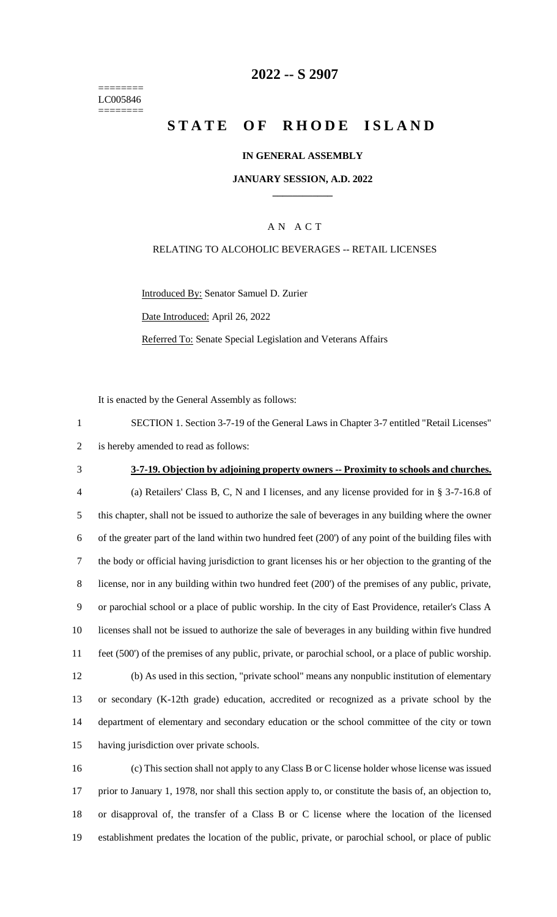========
LC005846
========

# 2022 -- S 2907

# STATE OF RHODE ISLAND

**IN GENERAL ASSEMBLY**

**JANUARY SESSION, A.D. 2022**

A N A C T

RELATING TO ALCOHOLIC BEVERAGES -- RETAIL LICENSES

Introduced By: Senator Samuel D. Zurier

Date Introduced: April 26, 2022

Referred To: Senate Special Legislation and Veterans Affairs

It is enacted by the General Assembly as follows:

SECTION 1. Section 3-7-19 of the General Laws in Chapter 3-7 entitled "Retail Licenses" is hereby amended to read as follows:

**3-7-19. Objection by adjoining property owners -- Proximity to schools and churches.**

(a) Retailers' Class B, C, N and I licenses, and any license provided for in § 3-7-16.8 of this chapter, shall not be issued to authorize the sale of beverages in any building where the owner of the greater part of the land within two hundred feet (200') of any point of the building files with the body or official having jurisdiction to grant licenses his or her objection to the granting of the license, nor in any building within two hundred feet (200') of the premises of any public, private, or parochial school or a place of public worship. In the city of East Providence, retailer's Class A licenses shall not be issued to authorize the sale of beverages in any building within five hundred feet (500') of the premises of any public, private, or parochial school, or a place of public worship.

(b) As used in this section, "private school" means any nonpublic institution of elementary or secondary (K-12th grade) education, accredited or recognized as a private school by the department of elementary and secondary education or the school committee of the city or town having jurisdiction over private schools.

(c) This section shall not apply to any Class B or C license holder whose license was issued prior to January 1, 1978, nor shall this section apply to, or constitute the basis of, an objection to, or disapproval of, the transfer of a Class B or C license where the location of the licensed establishment predates the location of the public, private, or parochial school, or place of public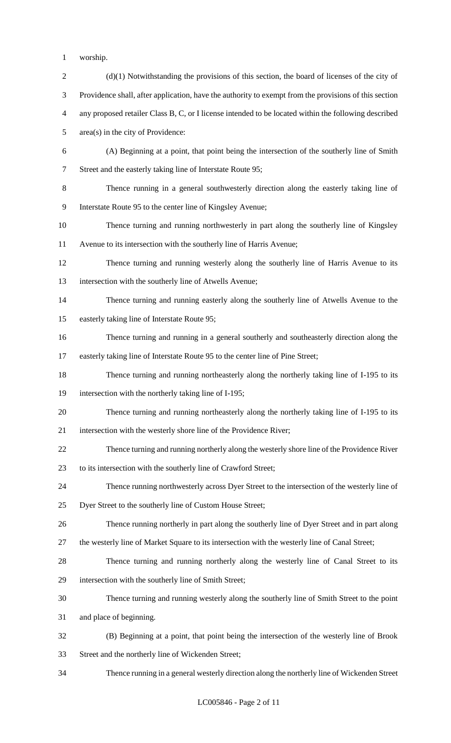worship.

(d)(1) Notwithstanding the provisions of this section, the board of licenses of the city of Providence shall, after application, have the authority to exempt from the provisions of this section any proposed retailer Class B, C, or I license intended to be located within the following described area(s) in the city of Providence:

(A) Beginning at a point, that point being the intersection of the southerly line of Smith Street and the easterly taking line of Interstate Route 95;

Thence running in a general southwesterly direction along the easterly taking line of Interstate Route 95 to the center line of Kingsley Avenue;

Thence turning and running northwesterly in part along the southerly line of Kingsley Avenue to its intersection with the southerly line of Harris Avenue;

Thence turning and running westerly along the southerly line of Harris Avenue to its intersection with the southerly line of Atwells Avenue;

Thence turning and running easterly along the southerly line of Atwells Avenue to the easterly taking line of Interstate Route 95;

Thence turning and running in a general southerly and southeasterly direction along the easterly taking line of Interstate Route 95 to the center line of Pine Street;

Thence turning and running northeasterly along the northerly taking line of I-195 to its intersection with the northerly taking line of I-195;

Thence turning and running northeasterly along the northerly taking line of I-195 to its intersection with the westerly shore line of the Providence River;

Thence turning and running northerly along the westerly shore line of the Providence River to its intersection with the southerly line of Crawford Street;

Thence running northwesterly across Dyer Street to the intersection of the westerly line of Dyer Street to the southerly line of Custom House Street;

Thence running northerly in part along the southerly line of Dyer Street and in part along the westerly line of Market Square to its intersection with the westerly line of Canal Street;

Thence turning and running northerly along the westerly line of Canal Street to its intersection with the southerly line of Smith Street;

Thence turning and running westerly along the southerly line of Smith Street to the point and place of beginning.

(B) Beginning at a point, that point being the intersection of the westerly line of Brook Street and the northerly line of Wickenden Street;

Thence running in a general westerly direction along the northerly line of Wickenden Street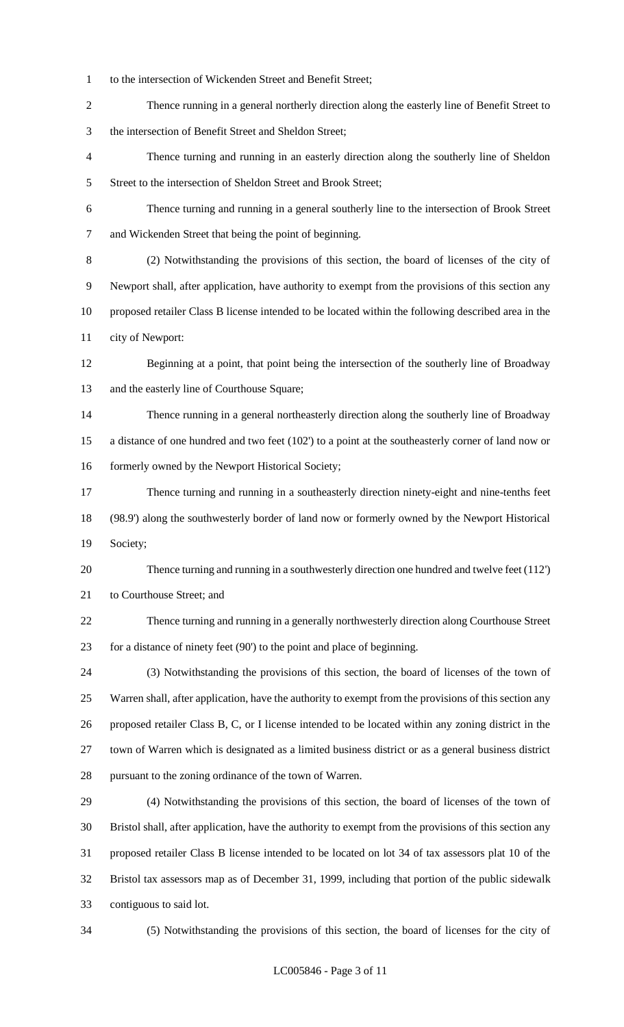to the intersection of Wickenden Street and Benefit Street;

Thence running in a general northerly direction along the easterly line of Benefit Street to the intersection of Benefit Street and Sheldon Street;

Thence turning and running in an easterly direction along the southerly line of Sheldon Street to the intersection of Sheldon Street and Brook Street;

Thence turning and running in a general southerly line to the intersection of Brook Street and Wickenden Street that being the point of beginning.

(2) Notwithstanding the provisions of this section, the board of licenses of the city of Newport shall, after application, have authority to exempt from the provisions of this section any proposed retailer Class B license intended to be located within the following described area in the city of Newport:

Beginning at a point, that point being the intersection of the southerly line of Broadway and the easterly line of Courthouse Square;

Thence running in a general northeasterly direction along the southerly line of Broadway a distance of one hundred and two feet (102') to a point at the southeasterly corner of land now or formerly owned by the Newport Historical Society;

Thence turning and running in a southeasterly direction ninety-eight and nine-tenths feet (98.9') along the southwesterly border of land now or formerly owned by the Newport Historical Society;

Thence turning and running in a southwesterly direction one hundred and twelve feet (112') to Courthouse Street; and

Thence turning and running in a generally northwesterly direction along Courthouse Street for a distance of ninety feet (90') to the point and place of beginning.

(3) Notwithstanding the provisions of this section, the board of licenses of the town of Warren shall, after application, have the authority to exempt from the provisions of this section any proposed retailer Class B, C, or I license intended to be located within any zoning district in the town of Warren which is designated as a limited business district or as a general business district pursuant to the zoning ordinance of the town of Warren.

(4) Notwithstanding the provisions of this section, the board of licenses of the town of Bristol shall, after application, have the authority to exempt from the provisions of this section any proposed retailer Class B license intended to be located on lot 34 of tax assessors plat 10 of the Bristol tax assessors map as of December 31, 1999, including that portion of the public sidewalk contiguous to said lot.

(5) Notwithstanding the provisions of this section, the board of licenses for the city of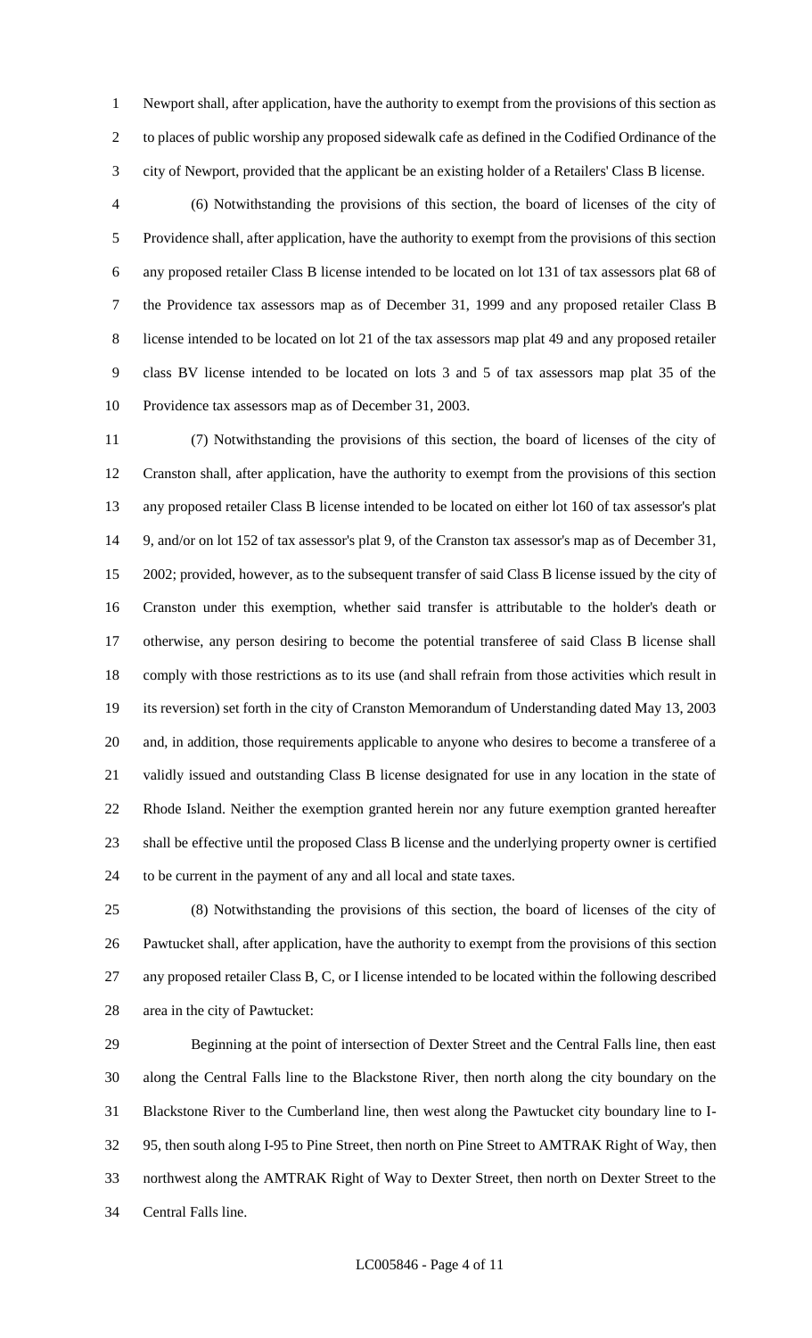Newport shall, after application, have the authority to exempt from the provisions of this section as to places of public worship any proposed sidewalk cafe as defined in the Codified Ordinance of the city of Newport, provided that the applicant be an existing holder of a Retailers' Class B license.

(6) Notwithstanding the provisions of this section, the board of licenses of the city of Providence shall, after application, have the authority to exempt from the provisions of this section any proposed retailer Class B license intended to be located on lot 131 of tax assessors plat 68 of the Providence tax assessors map as of December 31, 1999 and any proposed retailer Class B license intended to be located on lot 21 of the tax assessors map plat 49 and any proposed retailer class BV license intended to be located on lots 3 and 5 of tax assessors map plat 35 of the Providence tax assessors map as of December 31, 2003.

(7) Notwithstanding the provisions of this section, the board of licenses of the city of Cranston shall, after application, have the authority to exempt from the provisions of this section any proposed retailer Class B license intended to be located on either lot 160 of tax assessor's plat 9, and/or on lot 152 of tax assessor's plat 9, of the Cranston tax assessor's map as of December 31, 2002; provided, however, as to the subsequent transfer of said Class B license issued by the city of Cranston under this exemption, whether said transfer is attributable to the holder's death or otherwise, any person desiring to become the potential transferee of said Class B license shall comply with those restrictions as to its use (and shall refrain from those activities which result in its reversion) set forth in the city of Cranston Memorandum of Understanding dated May 13, 2003 and, in addition, those requirements applicable to anyone who desires to become a transferee of a validly issued and outstanding Class B license designated for use in any location in the state of Rhode Island. Neither the exemption granted herein nor any future exemption granted hereafter shall be effective until the proposed Class B license and the underlying property owner is certified to be current in the payment of any and all local and state taxes.

(8) Notwithstanding the provisions of this section, the board of licenses of the city of Pawtucket shall, after application, have the authority to exempt from the provisions of this section any proposed retailer Class B, C, or I license intended to be located within the following described area in the city of Pawtucket:

Beginning at the point of intersection of Dexter Street and the Central Falls line, then east along the Central Falls line to the Blackstone River, then north along the city boundary on the Blackstone River to the Cumberland line, then west along the Pawtucket city boundary line to I-95, then south along I-95 to Pine Street, then north on Pine Street to AMTRAK Right of Way, then northwest along the AMTRAK Right of Way to Dexter Street, then north on Dexter Street to the Central Falls line.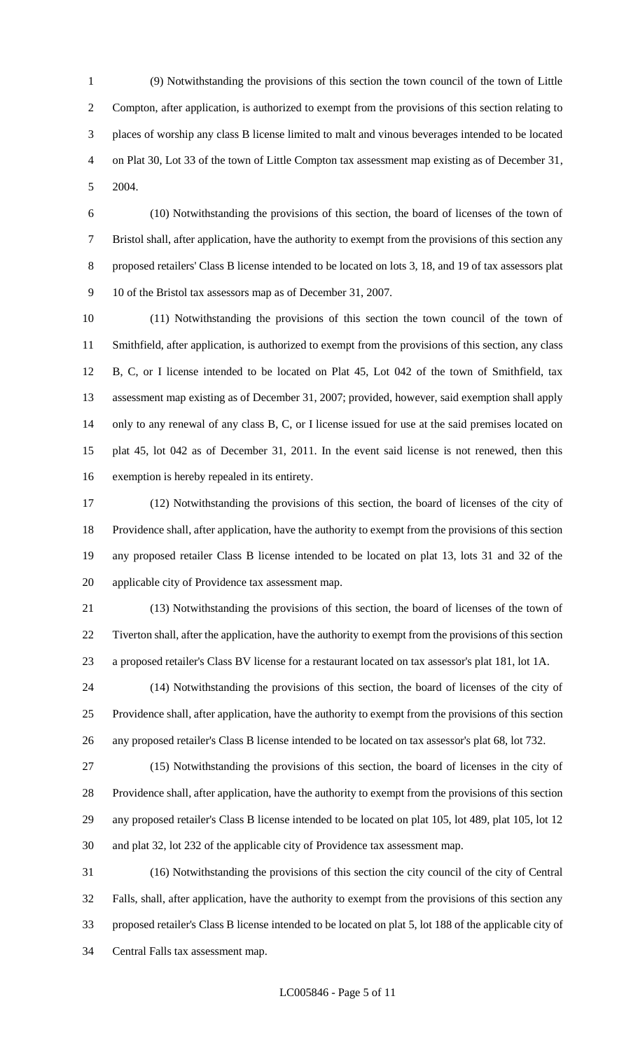(9) Notwithstanding the provisions of this section the town council of the town of Little Compton, after application, is authorized to exempt from the provisions of this section relating to places of worship any class B license limited to malt and vinous beverages intended to be located on Plat 30, Lot 33 of the town of Little Compton tax assessment map existing as of December 31, 2004.

(10) Notwithstanding the provisions of this section, the board of licenses of the town of Bristol shall, after application, have the authority to exempt from the provisions of this section any proposed retailers' Class B license intended to be located on lots 3, 18, and 19 of tax assessors plat 10 of the Bristol tax assessors map as of December 31, 2007.

(11) Notwithstanding the provisions of this section the town council of the town of Smithfield, after application, is authorized to exempt from the provisions of this section, any class B, C, or I license intended to be located on Plat 45, Lot 042 of the town of Smithfield, tax assessment map existing as of December 31, 2007; provided, however, said exemption shall apply only to any renewal of any class B, C, or I license issued for use at the said premises located on plat 45, lot 042 as of December 31, 2011. In the event said license is not renewed, then this exemption is hereby repealed in its entirety.

(12) Notwithstanding the provisions of this section, the board of licenses of the city of Providence shall, after application, have the authority to exempt from the provisions of this section any proposed retailer Class B license intended to be located on plat 13, lots 31 and 32 of the applicable city of Providence tax assessment map.

(13) Notwithstanding the provisions of this section, the board of licenses of the town of Tiverton shall, after the application, have the authority to exempt from the provisions of this section a proposed retailer's Class BV license for a restaurant located on tax assessor's plat 181, lot 1A.

(14) Notwithstanding the provisions of this section, the board of licenses of the city of Providence shall, after application, have the authority to exempt from the provisions of this section any proposed retailer's Class B license intended to be located on tax assessor's plat 68, lot 732.

(15) Notwithstanding the provisions of this section, the board of licenses in the city of Providence shall, after application, have the authority to exempt from the provisions of this section any proposed retailer's Class B license intended to be located on plat 105, lot 489, plat 105, lot 12 and plat 32, lot 232 of the applicable city of Providence tax assessment map.

(16) Notwithstanding the provisions of this section the city council of the city of Central Falls, shall, after application, have the authority to exempt from the provisions of this section any proposed retailer's Class B license intended to be located on plat 5, lot 188 of the applicable city of Central Falls tax assessment map.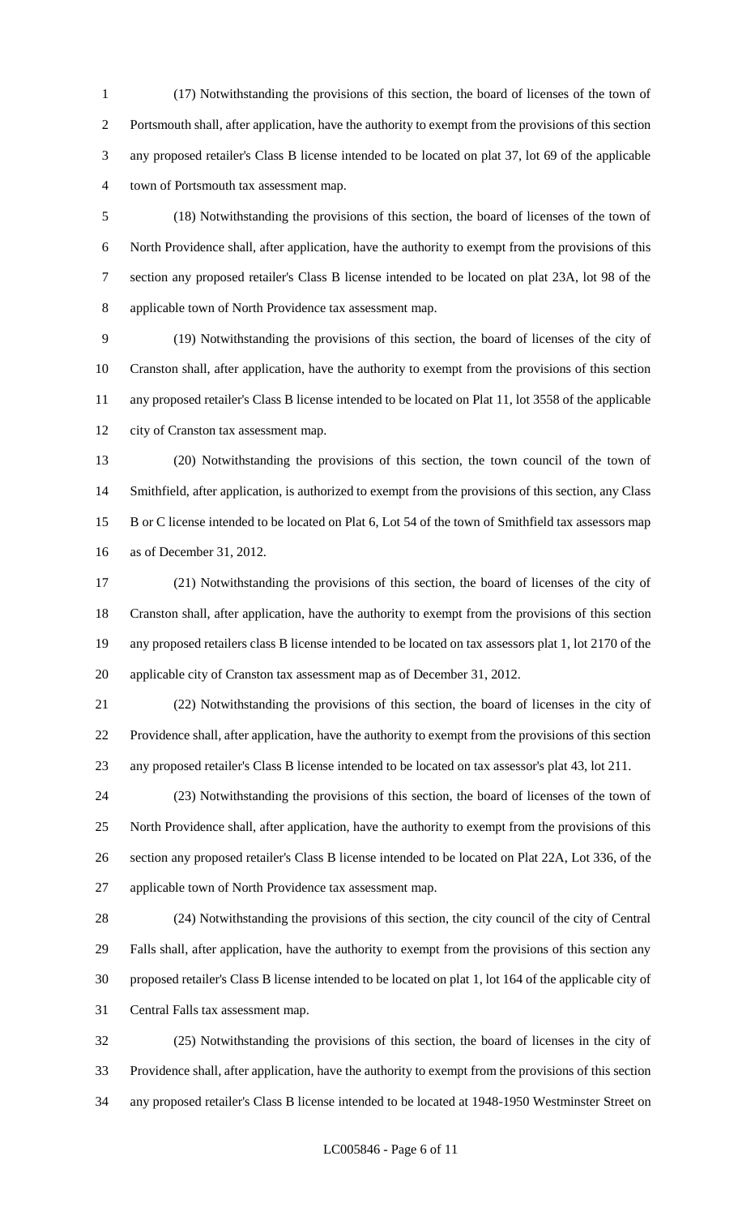(17) Notwithstanding the provisions of this section, the board of licenses of the town of Portsmouth shall, after application, have the authority to exempt from the provisions of this section any proposed retailer's Class B license intended to be located on plat 37, lot 69 of the applicable town of Portsmouth tax assessment map.

(18) Notwithstanding the provisions of this section, the board of licenses of the town of North Providence shall, after application, have the authority to exempt from the provisions of this section any proposed retailer's Class B license intended to be located on plat 23A, lot 98 of the applicable town of North Providence tax assessment map.

(19) Notwithstanding the provisions of this section, the board of licenses of the city of Cranston shall, after application, have the authority to exempt from the provisions of this section any proposed retailer's Class B license intended to be located on Plat 11, lot 3558 of the applicable city of Cranston tax assessment map.

(20) Notwithstanding the provisions of this section, the town council of the town of Smithfield, after application, is authorized to exempt from the provisions of this section, any Class B or C license intended to be located on Plat 6, Lot 54 of the town of Smithfield tax assessors map as of December 31, 2012.

(21) Notwithstanding the provisions of this section, the board of licenses of the city of Cranston shall, after application, have the authority to exempt from the provisions of this section any proposed retailers class B license intended to be located on tax assessors plat 1, lot 2170 of the applicable city of Cranston tax assessment map as of December 31, 2012.

(22) Notwithstanding the provisions of this section, the board of licenses in the city of Providence shall, after application, have the authority to exempt from the provisions of this section any proposed retailer's Class B license intended to be located on tax assessor's plat 43, lot 211.

(23) Notwithstanding the provisions of this section, the board of licenses of the town of North Providence shall, after application, have the authority to exempt from the provisions of this section any proposed retailer's Class B license intended to be located on Plat 22A, Lot 336, of the applicable town of North Providence tax assessment map.

(24) Notwithstanding the provisions of this section, the city council of the city of Central Falls shall, after application, have the authority to exempt from the provisions of this section any proposed retailer's Class B license intended to be located on plat 1, lot 164 of the applicable city of Central Falls tax assessment map.

(25) Notwithstanding the provisions of this section, the board of licenses in the city of Providence shall, after application, have the authority to exempt from the provisions of this section any proposed retailer's Class B license intended to be located at 1948-1950 Westminster Street on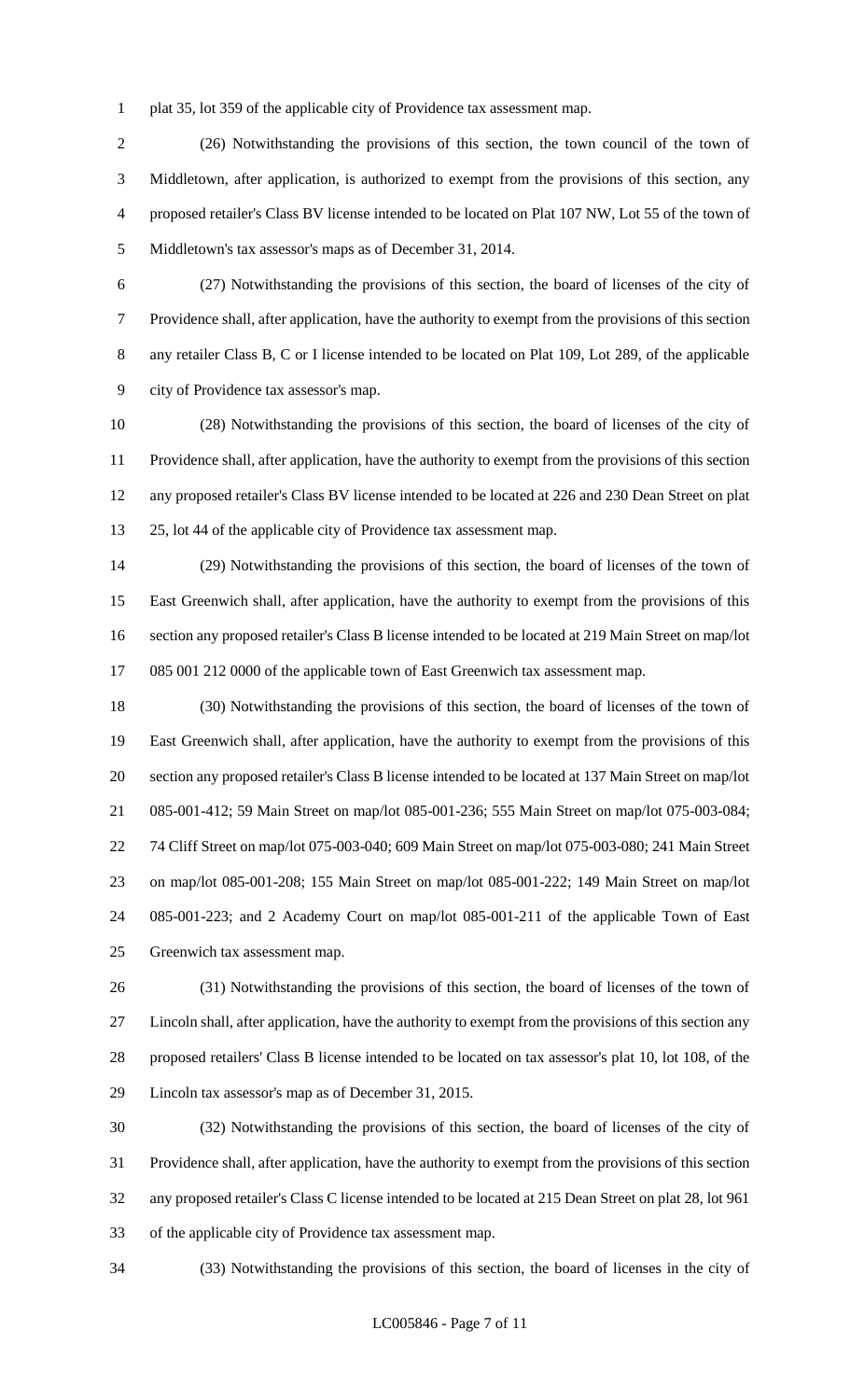plat 35, lot 359 of the applicable city of Providence tax assessment map.

(26) Notwithstanding the provisions of this section, the town council of the town of Middletown, after application, is authorized to exempt from the provisions of this section, any proposed retailer's Class BV license intended to be located on Plat 107 NW, Lot 55 of the town of Middletown's tax assessor's maps as of December 31, 2014.

(27) Notwithstanding the provisions of this section, the board of licenses of the city of Providence shall, after application, have the authority to exempt from the provisions of this section any retailer Class B, C or I license intended to be located on Plat 109, Lot 289, of the applicable city of Providence tax assessor's map.

(28) Notwithstanding the provisions of this section, the board of licenses of the city of Providence shall, after application, have the authority to exempt from the provisions of this section any proposed retailer's Class BV license intended to be located at 226 and 230 Dean Street on plat 25, lot 44 of the applicable city of Providence tax assessment map.

(29) Notwithstanding the provisions of this section, the board of licenses of the town of East Greenwich shall, after application, have the authority to exempt from the provisions of this section any proposed retailer's Class B license intended to be located at 219 Main Street on map/lot 085 001 212 0000 of the applicable town of East Greenwich tax assessment map.

(30) Notwithstanding the provisions of this section, the board of licenses of the town of East Greenwich shall, after application, have the authority to exempt from the provisions of this section any proposed retailer's Class B license intended to be located at 137 Main Street on map/lot 085-001-412; 59 Main Street on map/lot 085-001-236; 555 Main Street on map/lot 075-003-084; 74 Cliff Street on map/lot 075-003-040; 609 Main Street on map/lot 075-003-080; 241 Main Street on map/lot 085-001-208; 155 Main Street on map/lot 085-001-222; 149 Main Street on map/lot 085-001-223; and 2 Academy Court on map/lot 085-001-211 of the applicable Town of East Greenwich tax assessment map.

(31) Notwithstanding the provisions of this section, the board of licenses of the town of Lincoln shall, after application, have the authority to exempt from the provisions of this section any proposed retailers' Class B license intended to be located on tax assessor's plat 10, lot 108, of the Lincoln tax assessor's map as of December 31, 2015.

(32) Notwithstanding the provisions of this section, the board of licenses of the city of Providence shall, after application, have the authority to exempt from the provisions of this section any proposed retailer's Class C license intended to be located at 215 Dean Street on plat 28, lot 961 of the applicable city of Providence tax assessment map.

(33) Notwithstanding the provisions of this section, the board of licenses in the city of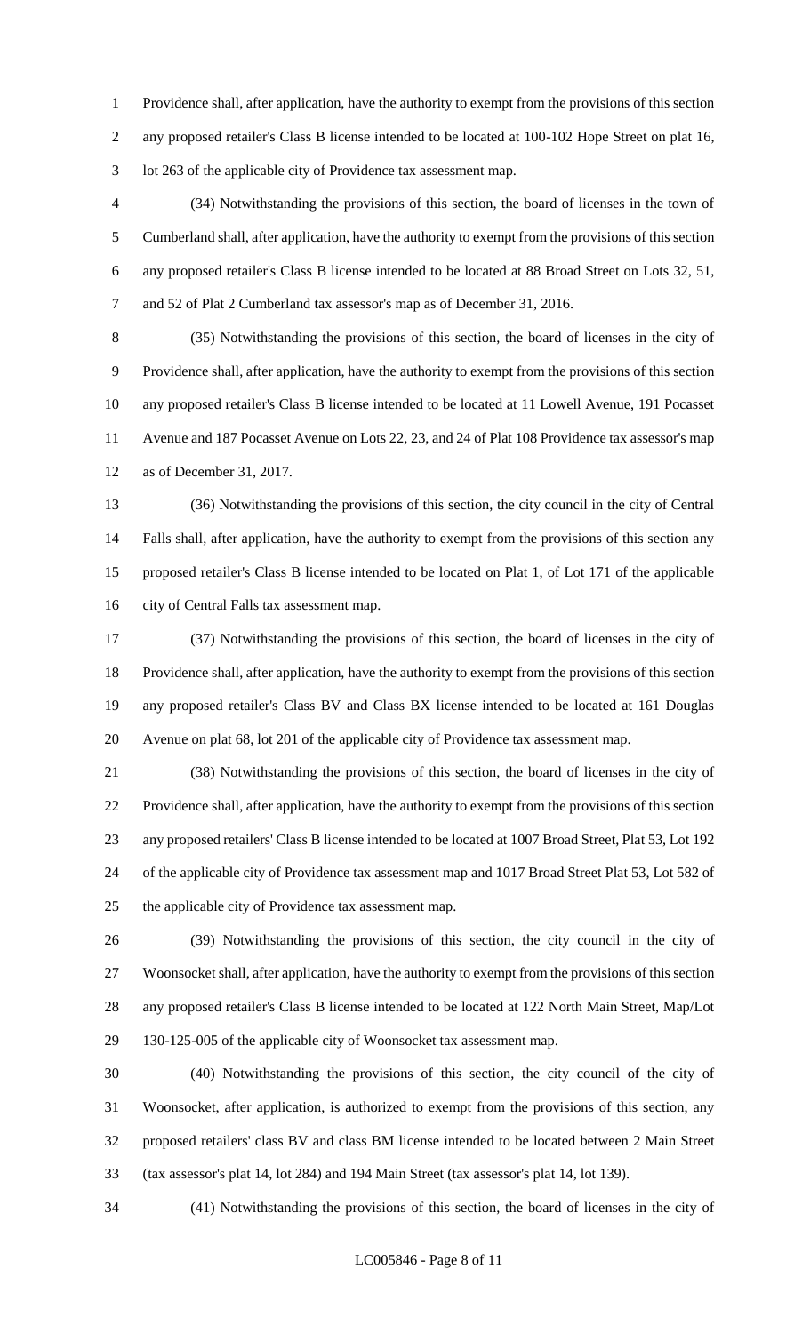Providence shall, after application, have the authority to exempt from the provisions of this section any proposed retailer's Class B license intended to be located at 100-102 Hope Street on plat 16, lot 263 of the applicable city of Providence tax assessment map.

(34) Notwithstanding the provisions of this section, the board of licenses in the town of Cumberland shall, after application, have the authority to exempt from the provisions of this section any proposed retailer's Class B license intended to be located at 88 Broad Street on Lots 32, 51, and 52 of Plat 2 Cumberland tax assessor's map as of December 31, 2016.

(35) Notwithstanding the provisions of this section, the board of licenses in the city of Providence shall, after application, have the authority to exempt from the provisions of this section any proposed retailer's Class B license intended to be located at 11 Lowell Avenue, 191 Pocasset Avenue and 187 Pocasset Avenue on Lots 22, 23, and 24 of Plat 108 Providence tax assessor's map as of December 31, 2017.

(36) Notwithstanding the provisions of this section, the city council in the city of Central Falls shall, after application, have the authority to exempt from the provisions of this section any proposed retailer's Class B license intended to be located on Plat 1, of Lot 171 of the applicable city of Central Falls tax assessment map.

(37) Notwithstanding the provisions of this section, the board of licenses in the city of Providence shall, after application, have the authority to exempt from the provisions of this section any proposed retailer's Class BV and Class BX license intended to be located at 161 Douglas Avenue on plat 68, lot 201 of the applicable city of Providence tax assessment map.

(38) Notwithstanding the provisions of this section, the board of licenses in the city of Providence shall, after application, have the authority to exempt from the provisions of this section any proposed retailers' Class B license intended to be located at 1007 Broad Street, Plat 53, Lot 192 of the applicable city of Providence tax assessment map and 1017 Broad Street Plat 53, Lot 582 of the applicable city of Providence tax assessment map.

(39) Notwithstanding the provisions of this section, the city council in the city of Woonsocket shall, after application, have the authority to exempt from the provisions of this section any proposed retailer's Class B license intended to be located at 122 North Main Street, Map/Lot 130-125-005 of the applicable city of Woonsocket tax assessment map.

(40) Notwithstanding the provisions of this section, the city council of the city of Woonsocket, after application, is authorized to exempt from the provisions of this section, any proposed retailers' class BV and class BM license intended to be located between 2 Main Street (tax assessor's plat 14, lot 284) and 194 Main Street (tax assessor's plat 14, lot 139).

(41) Notwithstanding the provisions of this section, the board of licenses in the city of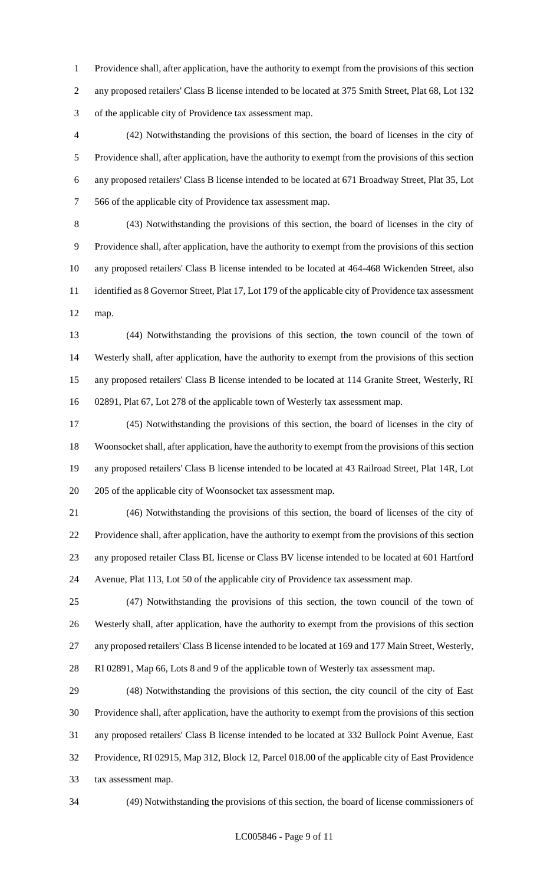Providence shall, after application, have the authority to exempt from the provisions of this section any proposed retailers' Class B license intended to be located at 375 Smith Street, Plat 68, Lot 132 of the applicable city of Providence tax assessment map.

(42) Notwithstanding the provisions of this section, the board of licenses in the city of Providence shall, after application, have the authority to exempt from the provisions of this section any proposed retailers' Class B license intended to be located at 671 Broadway Street, Plat 35, Lot 566 of the applicable city of Providence tax assessment map.

(43) Notwithstanding the provisions of this section, the board of licenses in the city of Providence shall, after application, have the authority to exempt from the provisions of this section any proposed retailers' Class B license intended to be located at 464-468 Wickenden Street, also identified as 8 Governor Street, Plat 17, Lot 179 of the applicable city of Providence tax assessment map.

(44) Notwithstanding the provisions of this section, the town council of the town of Westerly shall, after application, have the authority to exempt from the provisions of this section any proposed retailers' Class B license intended to be located at 114 Granite Street, Westerly, RI 02891, Plat 67, Lot 278 of the applicable town of Westerly tax assessment map.

(45) Notwithstanding the provisions of this section, the board of licenses in the city of Woonsocket shall, after application, have the authority to exempt from the provisions of this section any proposed retailers' Class B license intended to be located at 43 Railroad Street, Plat 14R, Lot 205 of the applicable city of Woonsocket tax assessment map.

(46) Notwithstanding the provisions of this section, the board of licenses of the city of Providence shall, after application, have the authority to exempt from the provisions of this section any proposed retailer Class BL license or Class BV license intended to be located at 601 Hartford Avenue, Plat 113, Lot 50 of the applicable city of Providence tax assessment map.

(47) Notwithstanding the provisions of this section, the town council of the town of Westerly shall, after application, have the authority to exempt from the provisions of this section any proposed retailers' Class B license intended to be located at 169 and 177 Main Street, Westerly, RI 02891, Map 66, Lots 8 and 9 of the applicable town of Westerly tax assessment map.

(48) Notwithstanding the provisions of this section, the city council of the city of East Providence shall, after application, have the authority to exempt from the provisions of this section any proposed retailers' Class B license intended to be located at 332 Bullock Point Avenue, East Providence, RI 02915, Map 312, Block 12, Parcel 018.00 of the applicable city of East Providence tax assessment map.

(49) Notwithstanding the provisions of this section, the board of license commissioners of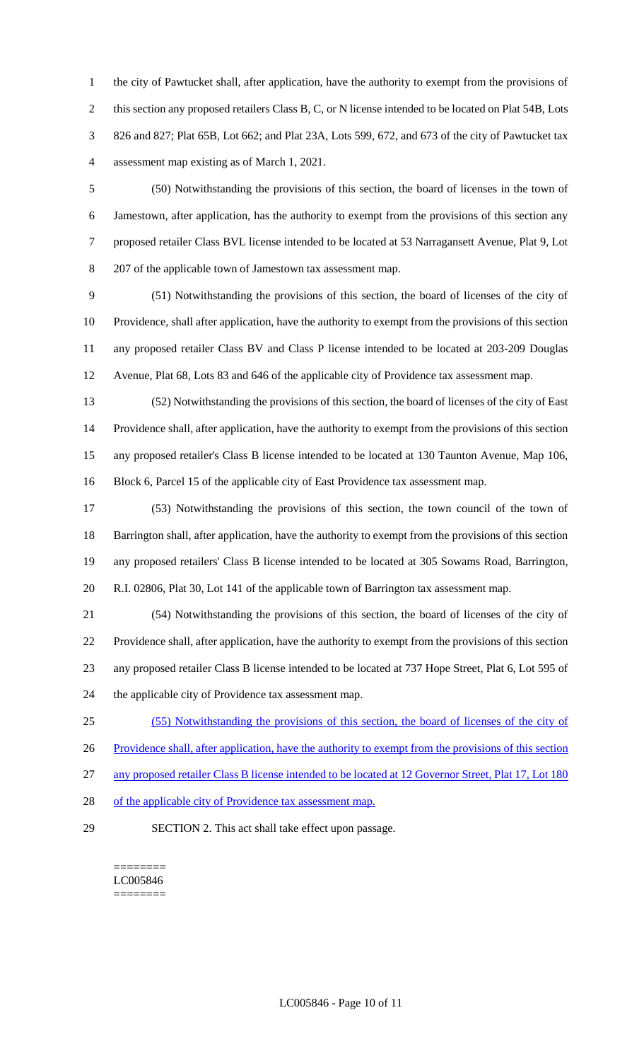the city of Pawtucket shall, after application, have the authority to exempt from the provisions of this section any proposed retailers Class B, C, or N license intended to be located on Plat 54B, Lots 826 and 827; Plat 65B, Lot 662; and Plat 23A, Lots 599, 672, and 673 of the city of Pawtucket tax assessment map existing as of March 1, 2021.

(50) Notwithstanding the provisions of this section, the board of licenses in the town of Jamestown, after application, has the authority to exempt from the provisions of this section any proposed retailer Class BVL license intended to be located at 53 Narragansett Avenue, Plat 9, Lot 207 of the applicable town of Jamestown tax assessment map.

(51) Notwithstanding the provisions of this section, the board of licenses of the city of Providence, shall after application, have the authority to exempt from the provisions of this section any proposed retailer Class BV and Class P license intended to be located at 203-209 Douglas Avenue, Plat 68, Lots 83 and 646 of the applicable city of Providence tax assessment map.

(52) Notwithstanding the provisions of this section, the board of licenses of the city of East Providence shall, after application, have the authority to exempt from the provisions of this section any proposed retailer's Class B license intended to be located at 130 Taunton Avenue, Map 106, Block 6, Parcel 15 of the applicable city of East Providence tax assessment map.

(53) Notwithstanding the provisions of this section, the town council of the town of Barrington shall, after application, have the authority to exempt from the provisions of this section any proposed retailers' Class B license intended to be located at 305 Sowams Road, Barrington, R.I. 02806, Plat 30, Lot 141 of the applicable town of Barrington tax assessment map.

(54) Notwithstanding the provisions of this section, the board of licenses of the city of Providence shall, after application, have the authority to exempt from the provisions of this section any proposed retailer Class B license intended to be located at 737 Hope Street, Plat 6, Lot 595 of the applicable city of Providence tax assessment map.

(55) Notwithstanding the provisions of this section, the board of licenses of the city of Providence shall, after application, have the authority to exempt from the provisions of this section any proposed retailer Class B license intended to be located at 12 Governor Street, Plat 17, Lot 180 of the applicable city of Providence tax assessment map.

SECTION 2. This act shall take effect upon passage.

========
LC005846
========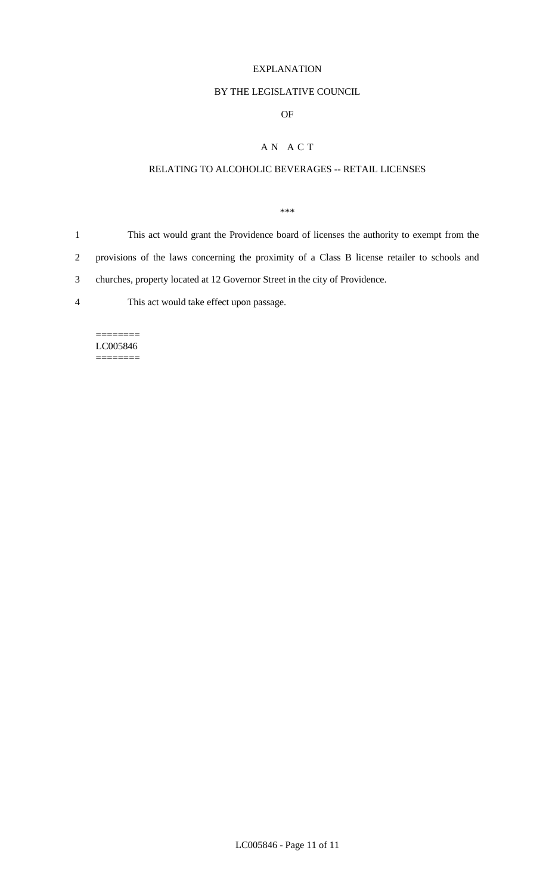EXPLANATION

BY THE LEGISLATIVE COUNCIL

OF

A N A C T

RELATING TO ALCOHOLIC BEVERAGES -- RETAIL LICENSES

\*\*\*

1 This act would grant the Providence board of licenses the authority to exempt from the
2 provisions of the laws concerning the proximity of a Class B license retailer to schools and
3 churches, property located at 12 Governor Street in the city of Providence.
4 This act would take effect upon passage.

========
LC005846
========